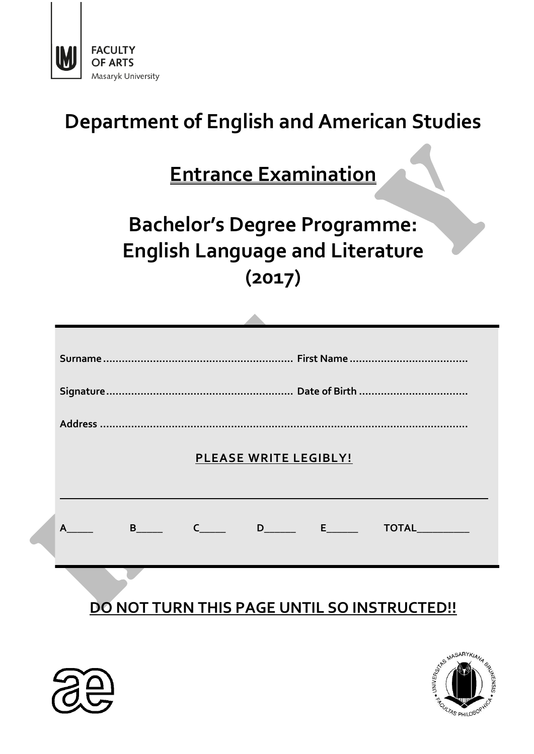FACULTY
OF ARTS
Masaryk University

# Department of English and American Studies

## Entrance Examination

## Bachelor's Degree Programme: English Language and Literature (2017)

**Surname** ........................................................... **First Name** .....................................

**Signature** .......................................................... **Date of Birth** .................................

**Address** ......................................................................................................................

**PLEASE WRITE LEGIBLY!**

---

**A_____ B_____ C_____ D______ E______ TOTAL__________**

**DO NOT TURN THIS PAGE UNTIL SO INSTRUCTED!!**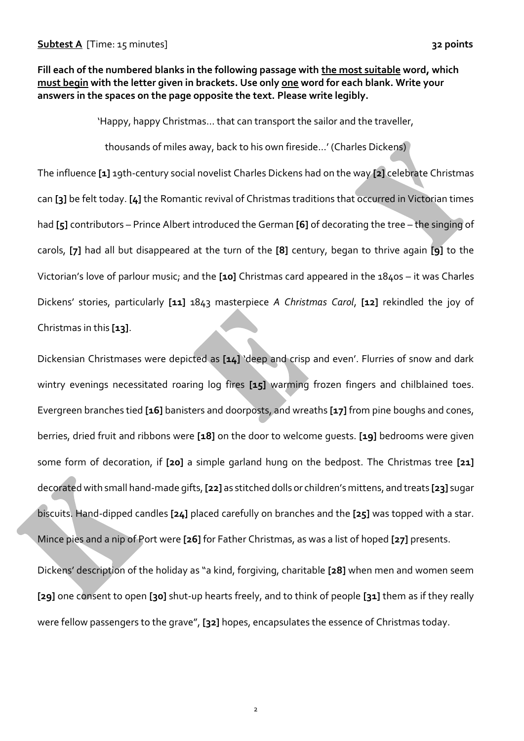**Subtest A** [Time: 15 minutes] **32 points**

**Fill each of the numbered blanks in the following passage with the most suitable word, which must begin with the letter given in brackets. Use only one word for each blank. Write your answers in the spaces on the page opposite the text. Please write legibly.**

'Happy, happy Christmas… that can transport the sailor and the traveller,

thousands of miles away, back to his own fireside…' (Charles Dickens)

The influence **[1]** 19th-century social novelist Charles Dickens had on the way **[2]** celebrate Christmas can **[3]** be felt today. **[4]** the Romantic revival of Christmas traditions that occurred in Victorian times had **[5]** contributors – Prince Albert introduced the German **[6]** of decorating the tree – the singing of carols, **[7]** had all but disappeared at the turn of the **[8]** century, began to thrive again **[9]** to the Victorian's love of parlour music; and the **[10]** Christmas card appeared in the 1840s – it was Charles Dickens' stories, particularly **[11]** 1843 masterpiece *A Christmas Carol*, **[12]** rekindled the joy of Christmas in this **[13]**.

Dickensian Christmases were depicted as **[14]** 'deep and crisp and even'. Flurries of snow and dark wintry evenings necessitated roaring log fires **[15]** warming frozen fingers and chilblained toes. Evergreen branches tied **[16]** banisters and doorposts, and wreaths **[17]** from pine boughs and cones, berries, dried fruit and ribbons were **[18]** on the door to welcome guests. **[19]** bedrooms were given some form of decoration, if **[20]** a simple garland hung on the bedpost. The Christmas tree **[21]** decorated with small hand-made gifts, **[22]** as stitched dolls or children's mittens, and treats **[23]** sugar biscuits. Hand-dipped candles **[24]** placed carefully on branches and the **[25]** was topped with a star. Mince pies and a nip of Port were **[26]** for Father Christmas, as was a list of hoped **[27]** presents.

Dickens' description of the holiday as "a kind, forgiving, charitable **[28]** when men and women seem **[29]** one consent to open **[30]** shut-up hearts freely, and to think of people **[31]** them as if they really were fellow passengers to the grave", **[32]** hopes, encapsulates the essence of Christmas today.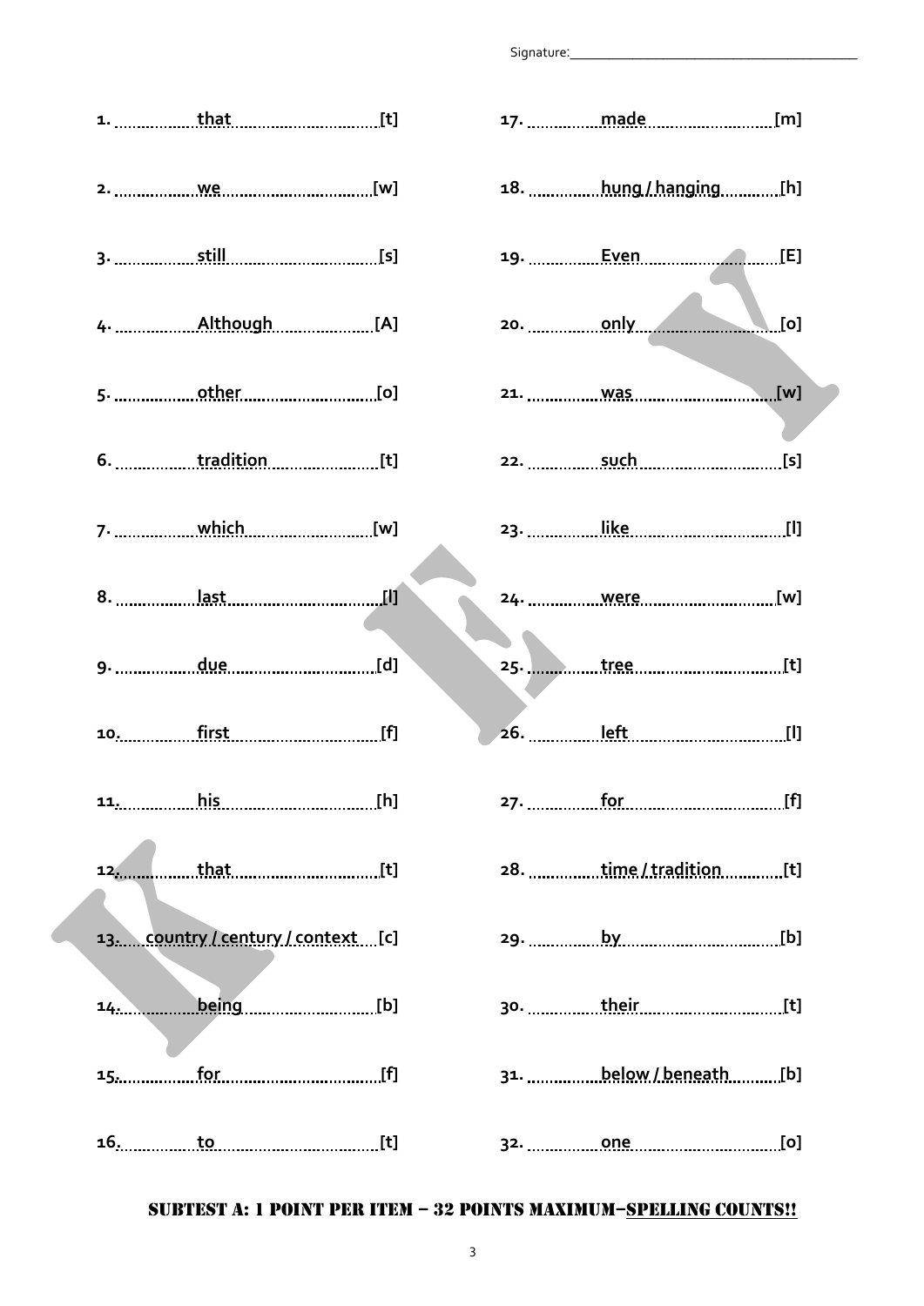Signature:______________________________________

1. that [t]
2. we [w]
3. still [s]
4. Although [A]
5. other [o]
6. tradition [t]
7. which [w]
8. last [l]
9. due [d]
10. first [f]
11. his [h]
12. that [t]
13. country / century / context [c]
14. being [b]
15. for [f]
16. to [t]
17. made [m]
18. hung / hanging [h]
19. Even [E]
20. only [o]
21. was [w]
22. such [s]
23. like [l]
24. were [w]
25. tree [t]
26. left [l]
27. for [f]
28. time / tradition [t]
29. by [b]
30. their [t]
31. below / beneath [b]
32. one [o]

**SUBTEST A: 1 POINT PER ITEM – 32 POINTS MAXIMUM–SPELLING COUNTS!!**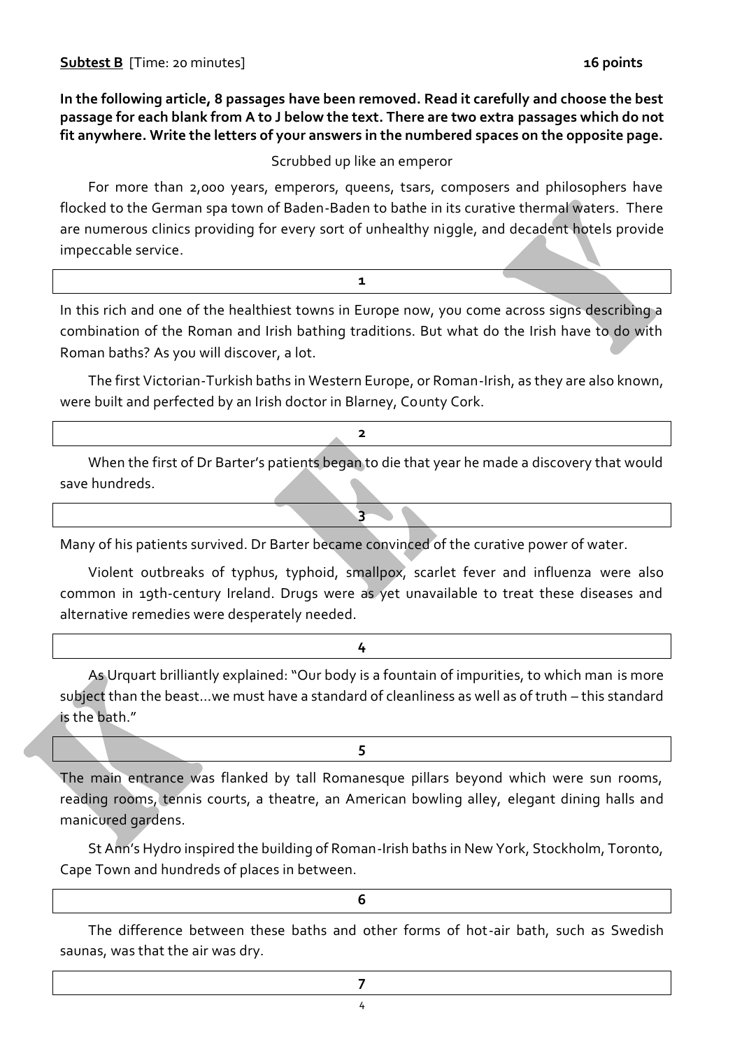**Subtest B** [Time: 20 minutes] **16 points**

**In the following article, 8 passages have been removed. Read it carefully and choose the best passage for each blank from A to J below the text. There are two extra passages which do not fit anywhere. Write the letters of your answers in the numbered spaces on the opposite page.**

Scrubbed up like an emperor

For more than 2,000 years, emperors, queens, tsars, composers and philosophers have flocked to the German spa town of Baden-Baden to bathe in its curative thermal waters. There are numerous clinics providing for every sort of unhealthy niggle, and decadent hotels provide impeccable service.

**1**

In this rich and one of the healthiest towns in Europe now, you come across signs describing a combination of the Roman and Irish bathing traditions. But what do the Irish have to do with Roman baths? As you will discover, a lot.

The first Victorian-Turkish baths in Western Europe, or Roman-Irish, as they are also known, were built and perfected by an Irish doctor in Blarney, County Cork.

**2**

When the first of Dr Barter's patients began to die that year he made a discovery that would save hundreds.

**3**

Many of his patients survived. Dr Barter became convinced of the curative power of water.

Violent outbreaks of typhus, typhoid, smallpox, scarlet fever and influenza were also common in 19th-century Ireland. Drugs were as yet unavailable to treat these diseases and alternative remedies were desperately needed.

**4**

As Urquart brilliantly explained: "Our body is a fountain of impurities, to which man is more subject than the beast...we must have a standard of cleanliness as well as of truth – this standard is the bath."

**5**

The main entrance was flanked by tall Romanesque pillars beyond which were sun rooms, reading rooms, tennis courts, a theatre, an American bowling alley, elegant dining halls and manicured gardens.

St Ann's Hydro inspired the building of Roman-Irish baths in New York, Stockholm, Toronto, Cape Town and hundreds of places in between.

**6**

The difference between these baths and other forms of hot-air bath, such as Swedish saunas, was that the air was dry.

**7**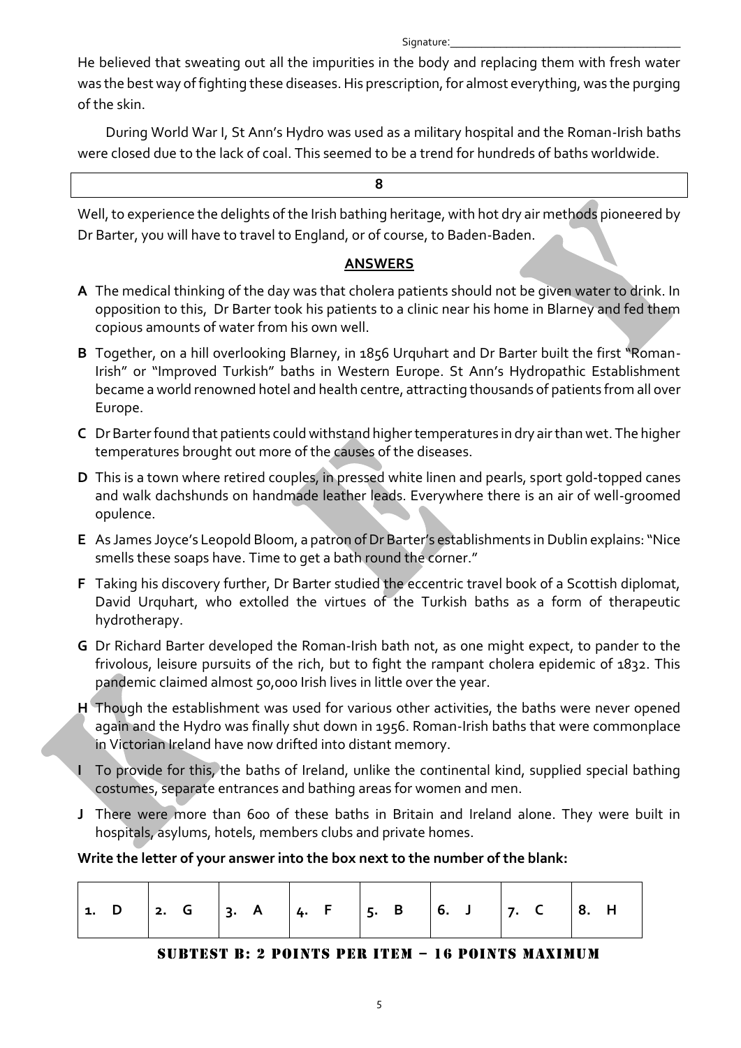Signature:___________________________________

He believed that sweating out all the impurities in the body and replacing them with fresh water was the best way of fighting these diseases. His prescription, for almost everything, was the purging of the skin.

During World War I, St Ann's Hydro was used as a military hospital and the Roman-Irish baths were closed due to the lack of coal. This seemed to be a trend for hundreds of baths worldwide.

| 8 |
|---|

Well, to experience the delights of the Irish bathing heritage, with hot dry air methods pioneered by Dr Barter, you will have to travel to England, or of course, to Baden-Baden.

## ANSWERS

**A** The medical thinking of the day was that cholera patients should not be given water to drink. In opposition to this, Dr Barter took his patients to a clinic near his home in Blarney and fed them copious amounts of water from his own well.

**B** Together, on a hill overlooking Blarney, in 1856 Urquhart and Dr Barter built the first "Roman-Irish" or "Improved Turkish" baths in Western Europe. St Ann's Hydropathic Establishment became a world renowned hotel and health centre, attracting thousands of patients from all over Europe.

**C** Dr Barter found that patients could withstand higher temperatures in dry air than wet. The higher temperatures brought out more of the causes of the diseases.

**D** This is a town where retired couples, in pressed white linen and pearls, sport gold-topped canes and walk dachshunds on handmade leather leads. Everywhere there is an air of well-groomed opulence.

**E** As James Joyce's Leopold Bloom, a patron of Dr Barter's establishments in Dublin explains: "Nice smells these soaps have. Time to get a bath round the corner."

**F** Taking his discovery further, Dr Barter studied the eccentric travel book of a Scottish diplomat, David Urquhart, who extolled the virtues of the Turkish baths as a form of therapeutic hydrotherapy.

**G** Dr Richard Barter developed the Roman-Irish bath not, as one might expect, to pander to the frivolous, leisure pursuits of the rich, but to fight the rampant cholera epidemic of 1832. This pandemic claimed almost 50,000 Irish lives in little over the year.

**H** Though the establishment was used for various other activities, the baths were never opened again and the Hydro was finally shut down in 1956. Roman-Irish baths that were commonplace in Victorian Ireland have now drifted into distant memory.

**I** To provide for this, the baths of Ireland, unlike the continental kind, supplied special bathing costumes, separate entrances and bathing areas for women and men.

**J** There were more than 600 of these baths in Britain and Ireland alone. They were built in hospitals, asylums, hotels, members clubs and private homes.

**Write the letter of your answer into the box next to the number of the blank:**

| 1. D | 2. G | 3. A | 4. F | 5. B | 6. J | 7. C | 8. H |
|---|---|---|---|---|---|---|---|

SUBTEST B: 2 POINTS PER ITEM – 16 POINTS MAXIMUM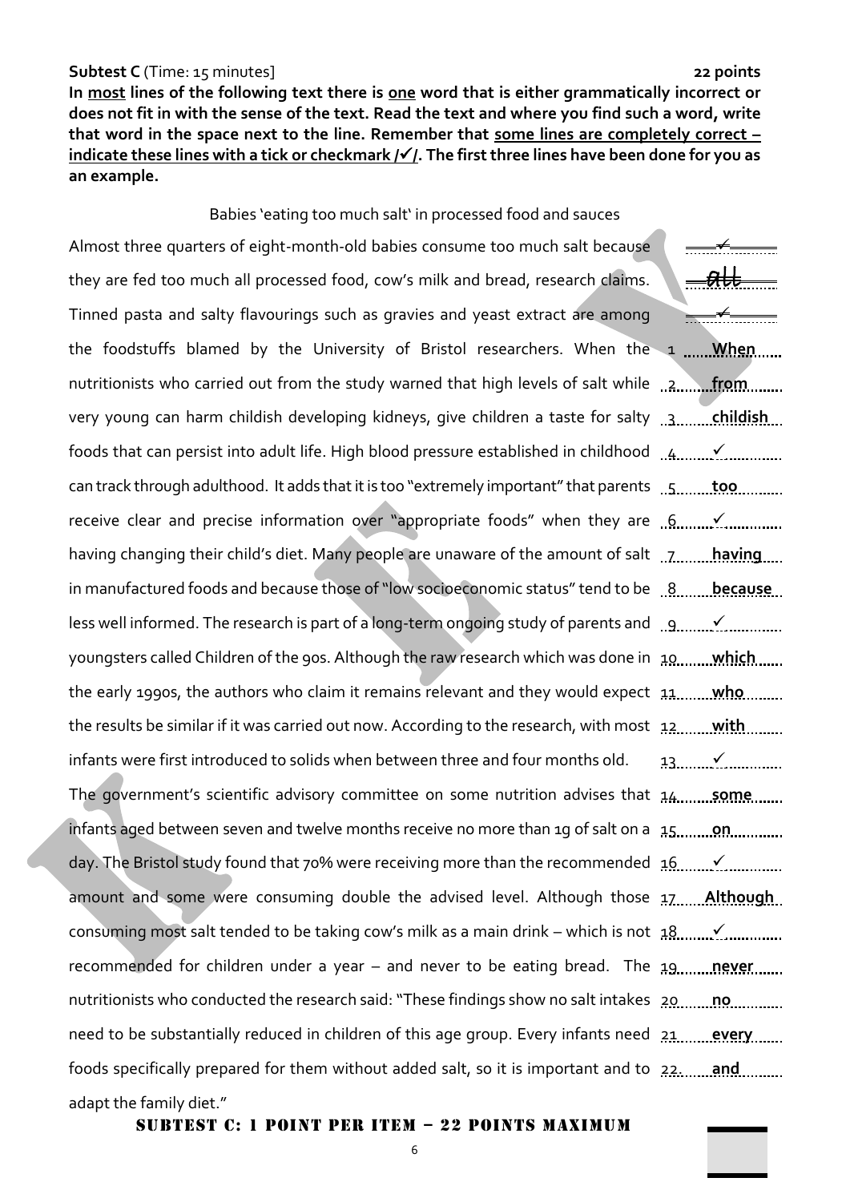**Subtest C** (Time: 15 minutes] **22 points**

**In most lines of the following text there is one word that is either grammatically incorrect or does not fit in with the sense of the text. Read the text and where you find such a word, write that word in the space next to the line. Remember that some lines are completely correct – indicate these lines with a tick or checkmark /✓/. The first three lines have been done for you as an example.**

Babies 'eating too much salt' in processed food and sauces

| Text | | Answer |
|---|---|---|
| Almost three quarters of eight-month-old babies consume too much salt because | | ✓ |
| they are fed too much all processed food, cow's milk and bread, research claims. | | all |
| Tinned pasta and salty flavourings such as gravies and yeast extract are among | | ✓ |
| the foodstuffs blamed by the University of Bristol researchers. When the | 1 | **When** |
| nutritionists who carried out from the study warned that high levels of salt while | 2 | **from** |
| very young can harm childish developing kidneys, give children a taste for salty | 3 | **childish** |
| foods that can persist into adult life. High blood pressure established in childhood | 4 | ✓ |
| can track through adulthood. It adds that it is too "extremely important" that parents | 5 | **too** |
| receive clear and precise information over "appropriate foods" when they are | 6 | ✓ |
| having changing their child's diet. Many people are unaware of the amount of salt | 7 | **having** |
| in manufactured foods and because those of "low socioeconomic status" tend to be | 8 | **because** |
| less well informed. The research is part of a long-term ongoing study of parents and | 9 | ✓ |
| youngsters called Children of the 90s. Although the raw research which was done in | 10 | **which** |
| the early 1990s, the authors who claim it remains relevant and they would expect | 11 | **who** |
| the results be similar if it was carried out now. According to the research, with most | 12 | **with** |
| infants were first introduced to solids when between three and four months old. | 13 | ✓ |
| The government's scientific advisory committee on some nutrition advises that | 14 | **some** |
| infants aged between seven and twelve months receive no more than 1g of salt on a | 15 | **on** |
| day. The Bristol study found that 70% were receiving more than the recommended | 16 | ✓ |
| amount and some were consuming double the advised level. Although those | 17 | **Although** |
| consuming most salt tended to be taking cow's milk as a main drink – which is not | 18 | ✓ |
| recommended for children under a year – and never to be eating bread. The | 19 | **never** |
| nutritionists who conducted the research said: "These findings show no salt intakes | 20 | **no** |
| need to be substantially reduced in children of this age group. Every infants need | 21 | **every** |
| foods specifically prepared for them without added salt, so it is important and to | 22 | **and** |
| adapt the family diet." | | |

SUBTEST C: 1 POINT PER ITEM – 22 POINTS MAXIMUM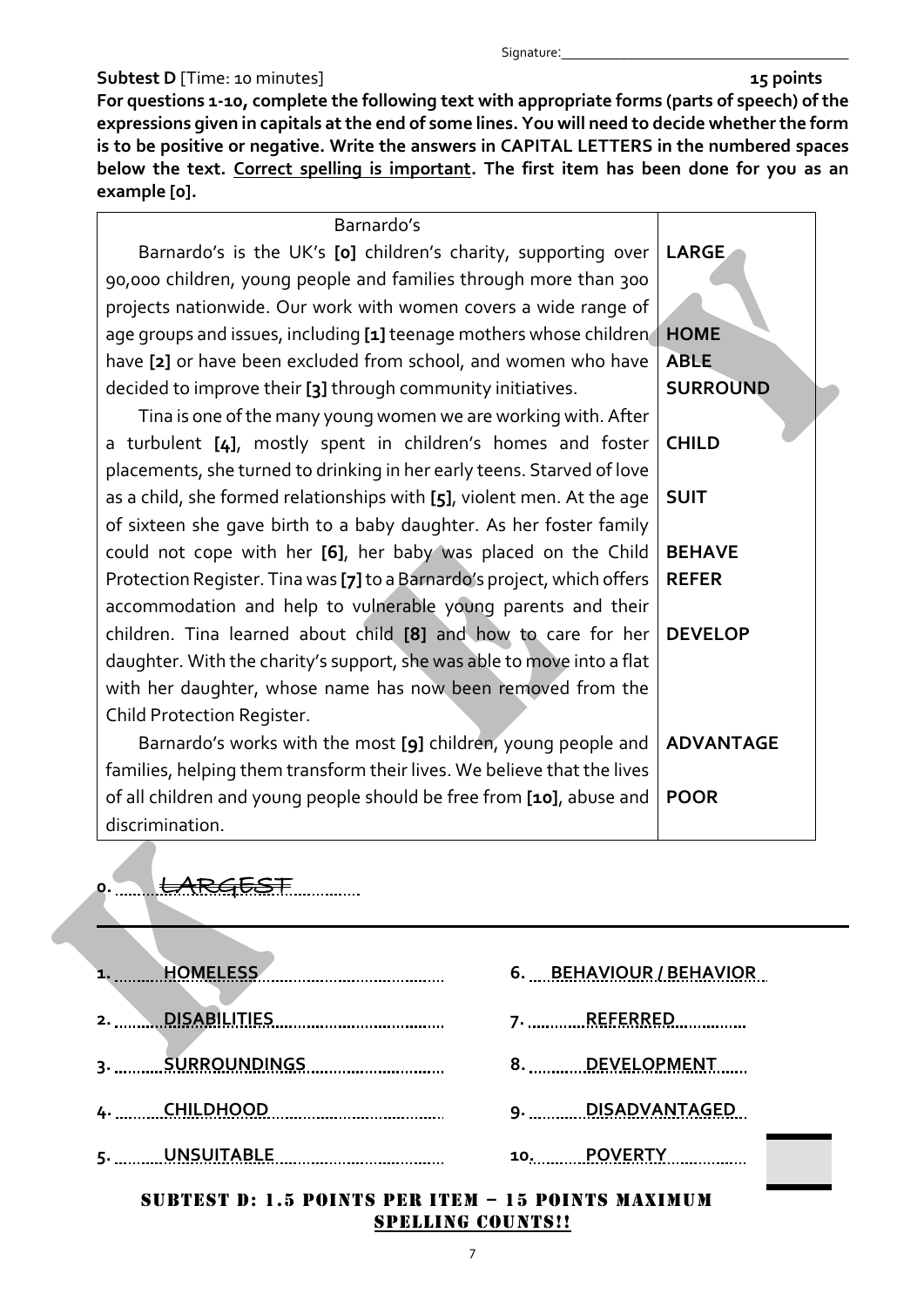Signature:_______________________________________

**Subtest D** [Time: 10 minutes] **15 points**

**For questions 1-10, complete the following text with appropriate forms (parts of speech) of the expressions given in capitals at the end of some lines. You will need to decide whether the form is to be positive or negative. Write the answers in CAPITAL LETTERS in the numbered spaces below the text. Correct spelling is important. The first item has been done for you as an example [0].**

| Barnardo's | |
|---|---|
| Barnardo's is the UK's **[0]** children's charity, supporting over 90,000 children, young people and families through more than 300 projects nationwide. Our work with women covers a wide range of age groups and issues, including **[1]** teenage mothers whose children have **[2]** or have been excluded from school, and women who have decided to improve their **[3]** through community initiatives. | **LARGE** <br> **HOME** <br> **ABLE** <br> **SURROUND** |
| Tina is one of the many young women we are working with. After a turbulent **[4]**, mostly spent in children's homes and foster placements, she turned to drinking in her early teens. Starved of love as a child, she formed relationships with **[5]**, violent men. At the age of sixteen she gave birth to a baby daughter. As her foster family could not cope with her **[6]**, her baby was placed on the Child Protection Register. Tina was **[7]** to a Barnardo's project, which offers accommodation and help to vulnerable young parents and their children. Tina learned about child **[8]** and how to care for her daughter. With the charity's support, she was able to move into a flat with her daughter, whose name has now been removed from the Child Protection Register. | **CHILD** <br> **SUIT** <br> **BEHAVE** <br> **REFER** <br> **DEVELOP** |
| Barnardo's works with the most **[9]** children, young people and families, helping them transform their lives. We believe that the lives of all children and young people should be free from **[10]**, abuse and discrimination. | **ADVANTAGE** <br> **POOR** |

0. LARGEST

---

1. HOMELESS
2. DISABILITIES
3. SURROUNDINGS
4. CHILDHOOD
5. UNSUITABLE
6. BEHAVIOUR / BEHAVIOR
7. REFERRED
8. DEVELOPMENT
9. DISADVANTAGED
10. POVERTY

SUBTEST D: 1.5 POINTS PER ITEM – 15 POINTS MAXIMUM
SPELLING COUNTS!!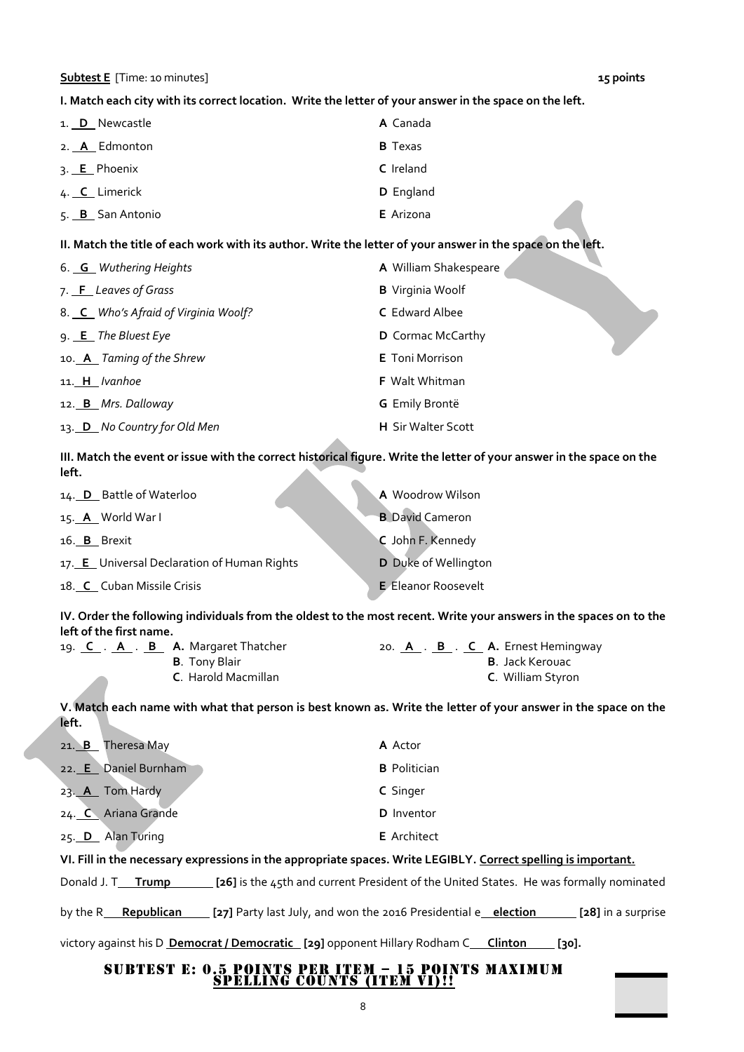**Subtest E** [Time: 10 minutes] **15 points**

**I. Match each city with its correct location. Write the letter of your answer in the space on the left.**

| | |
|---|---|
| 1. **D** Newcastle | **A** Canada |
| 2. **A** Edmonton | **B** Texas |
| 3. **E** Phoenix | **C** Ireland |
| 4. **C** Limerick | **D** England |
| 5. **B** San Antonio | **E** Arizona |

**II. Match the title of each work with its author. Write the letter of your answer in the space on the left.**

| | |
|---|---|
| 6. **G** *Wuthering Heights* | **A** William Shakespeare |
| 7. **F** *Leaves of Grass* | **B** Virginia Woolf |
| 8. **C** *Who's Afraid of Virginia Woolf?* | **C** Edward Albee |
| 9. **E** *The Bluest Eye* | **D** Cormac McCarthy |
| 10. **A** *Taming of the Shrew* | **E** Toni Morrison |
| 11. **H** *Ivanhoe* | **F** Walt Whitman |
| 12. **B** *Mrs. Dalloway* | **G** Emily Brontë |
| 13. **D** *No Country for Old Men* | **H** Sir Walter Scott |

**III. Match the event or issue with the correct historical figure. Write the letter of your answer in the space on the left.**

| | |
|---|---|
| 14. **D** Battle of Waterloo | **A** Woodrow Wilson |
| 15. **A** World War I | **B** David Cameron |
| 16. **B** Brexit | **C** John F. Kennedy |
| 17. **E** Universal Declaration of Human Rights | **D** Duke of Wellington |
| 18. **C** Cuban Missile Crisis | **E** Eleanor Roosevelt |

**IV. Order the following individuals from the oldest to the most recent. Write your answers in the spaces on to the left of the first name.**

19. **C** . **A** . **B** **A.** Margaret Thatcher
**B**. Tony Blair
**C**. Harold Macmillan

20. **A** . **B** . **C** **A.** Ernest Hemingway
**B**. Jack Kerouac
**C**. William Styron

**V. Match each name with what that person is best known as. Write the letter of your answer in the space on the left.**

| | |
|---|---|
| 21. **B** Theresa May | **A** Actor |
| 22. **E** Daniel Burnham | **B** Politician |
| 23. **A** Tom Hardy | **C** Singer |
| 24. **C** Ariana Grande | **D** Inventor |
| 25. **D** Alan Turing | **E** Architect |

**VI. Fill in the necessary expressions in the appropriate spaces. Write LEGIBLY. Correct spelling is important.**

Donald J. T **Trump** **[26]** is the 45th and current President of the United States. He was formally nominated by the R **Republican** **[27]** Party last July, and won the 2016 Presidential e **election** **[28]** in a surprise victory against his D **Democrat / Democratic** **[29]** opponent Hillary Rodham C **Clinton** **[30]**.

**SUBTEST E: 0.5 POINTS PER ITEM – 15 POINTS MAXIMUM**
**SPELLING COUNTS (ITEM VI)!!**